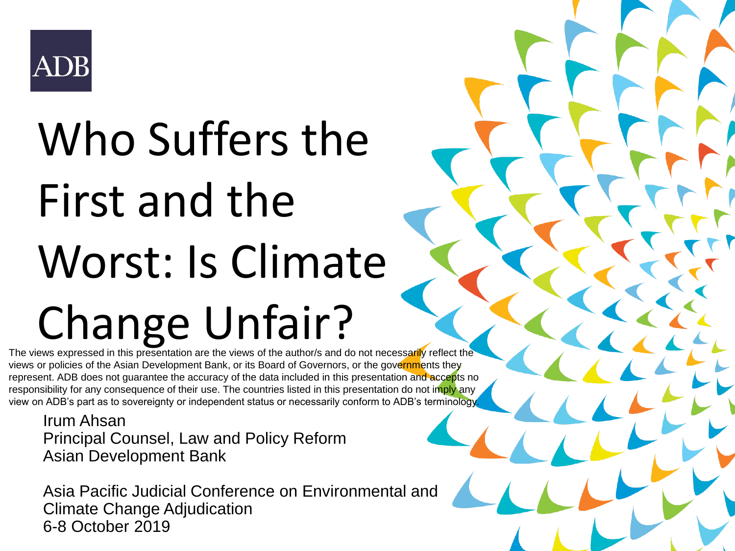ADB

# Who Suffers the First and the Worst: Is Climate Change Unfair?

The views expressed in this presentation are the views of the author/s and do not necessarily reflect the views or policies of the Asian Development Bank, or its Board of Governors, or the governments they represent. ADB does not guarantee the accuracy of the data included in this presentation and accepts no responsibility for any consequence of their use. The countries listed in this presentation do not imply any view on ADB's part as to sovereignty or independent status or necessarily conform to ADB's terminology.

Irum Ahsan
Principal Counsel, Law and Policy Reform
Asian Development Bank

Asia Pacific Judicial Conference on Environmental and Climate Change Adjudication
6-8 October 2019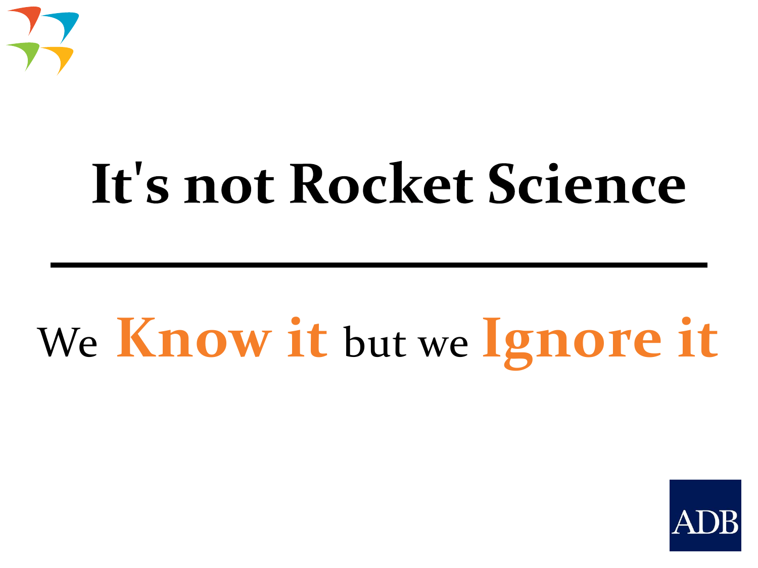# It's not Rocket Science

---

We **Know it** but we **Ignore it**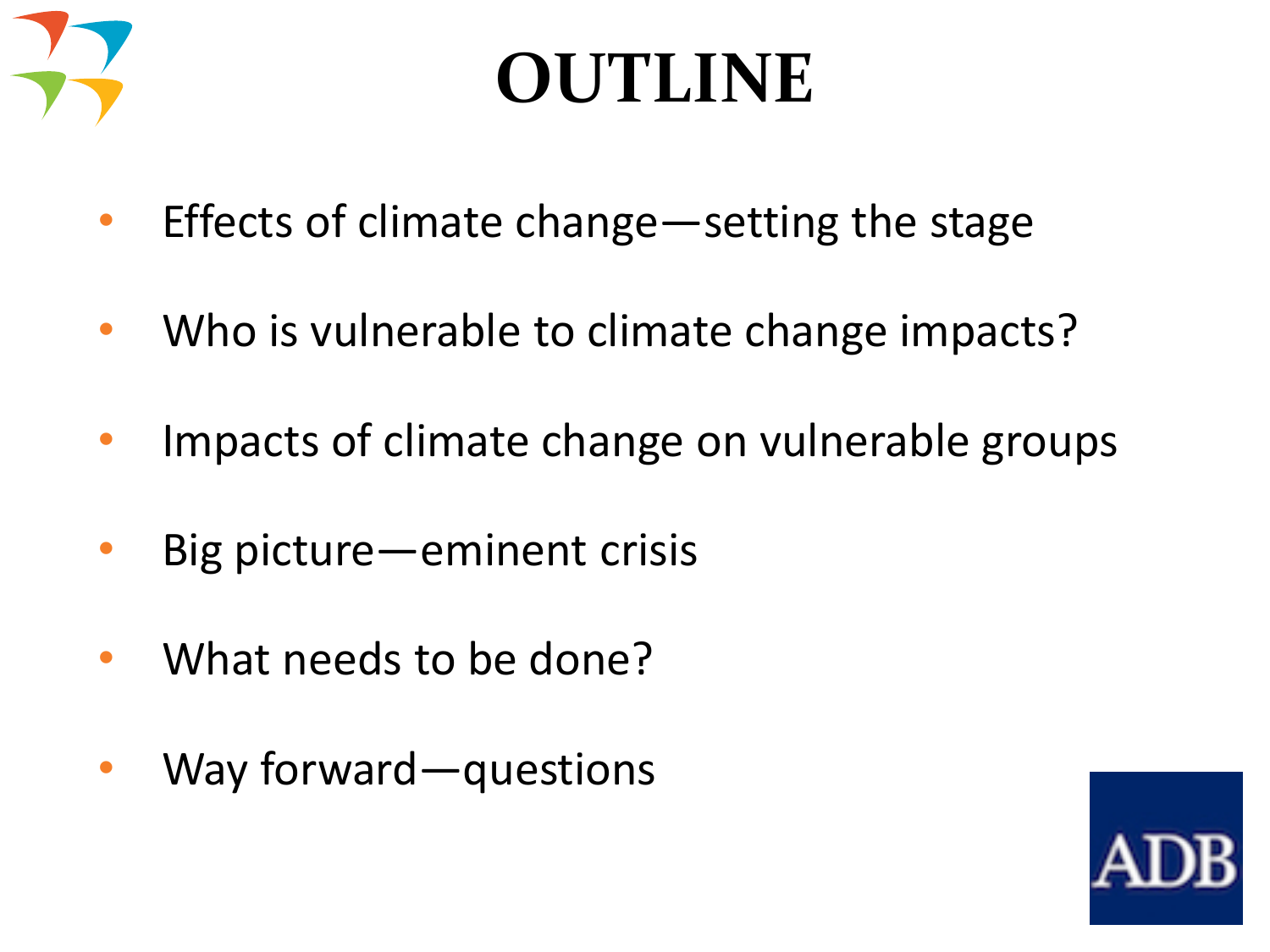# OUTLINE

- Effects of climate change—setting the stage
- Who is vulnerable to climate change impacts?
- Impacts of climate change on vulnerable groups
- Big picture—eminent crisis
- What needs to be done?
- Way forward—questions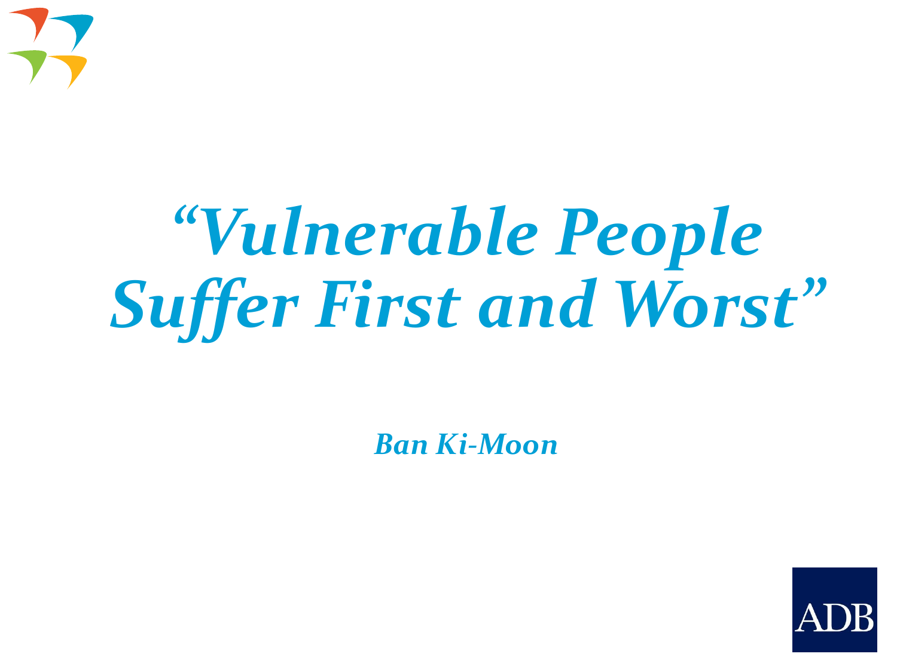# *“Vulnerable People Suffer First and Worst”*

***Ban Ki-Moon***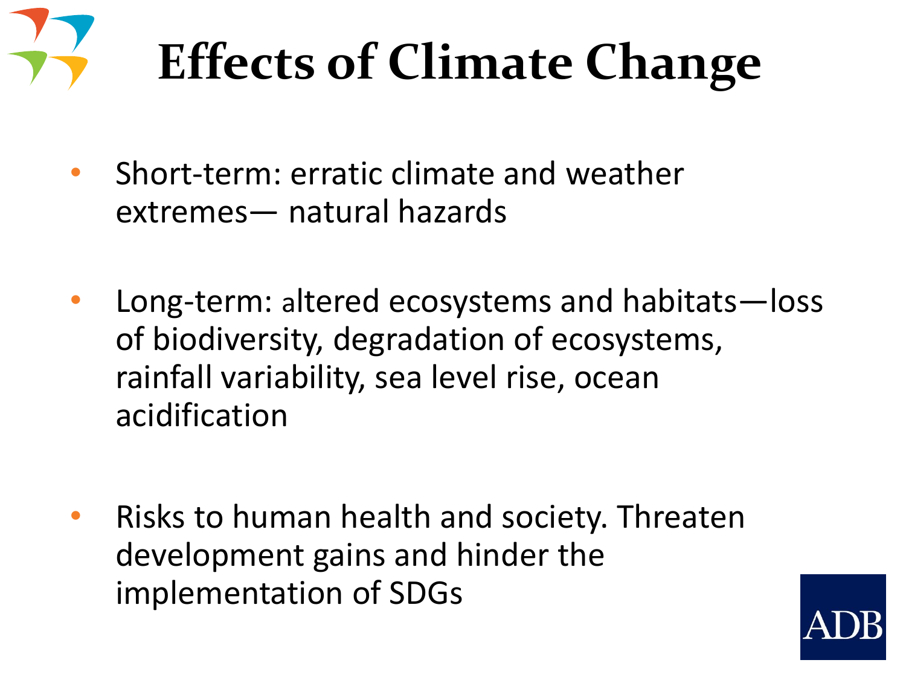# Effects of Climate Change

- Short-term: erratic climate and weather extremes— natural hazards
- Long-term: altered ecosystems and habitats—loss of biodiversity, degradation of ecosystems, rainfall variability, sea level rise, ocean acidification
- Risks to human health and society. Threaten development gains and hinder the implementation of SDGs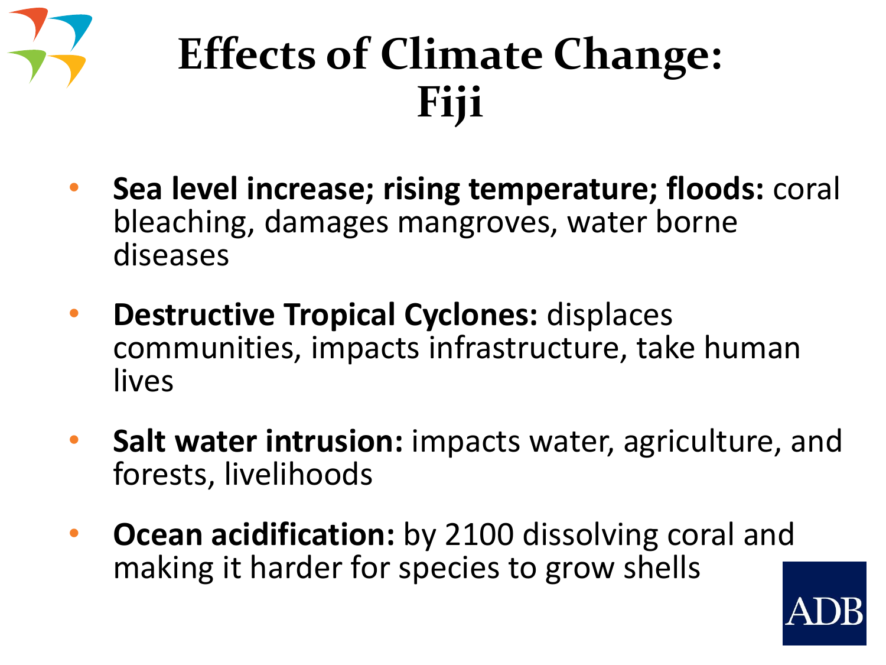# Effects of Climate Change: Fiji

- **Sea level increase; rising temperature; floods:** coral bleaching, damages mangroves, water borne diseases
- **Destructive Tropical Cyclones:** displaces communities, impacts infrastructure, take human lives
- **Salt water intrusion:** impacts water, agriculture, and forests, livelihoods
- **Ocean acidification:** by 2100 dissolving coral and making it harder for species to grow shells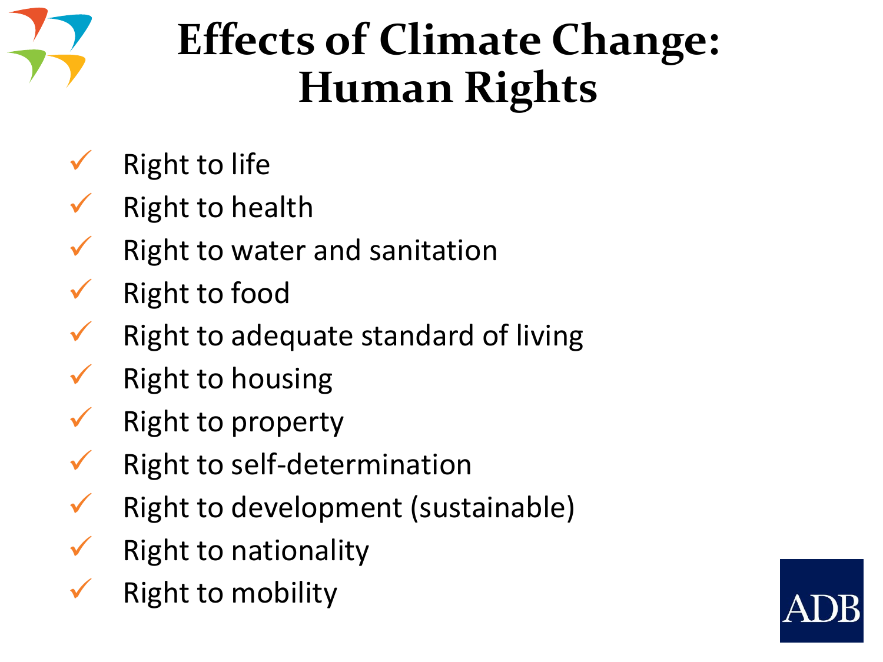# Effects of Climate Change: Human Rights

- Right to life
- Right to health
- Right to water and sanitation
- Right to food
- Right to adequate standard of living
- Right to housing
- Right to property
- Right to self-determination
- Right to development (sustainable)
- Right to nationality
- Right to mobility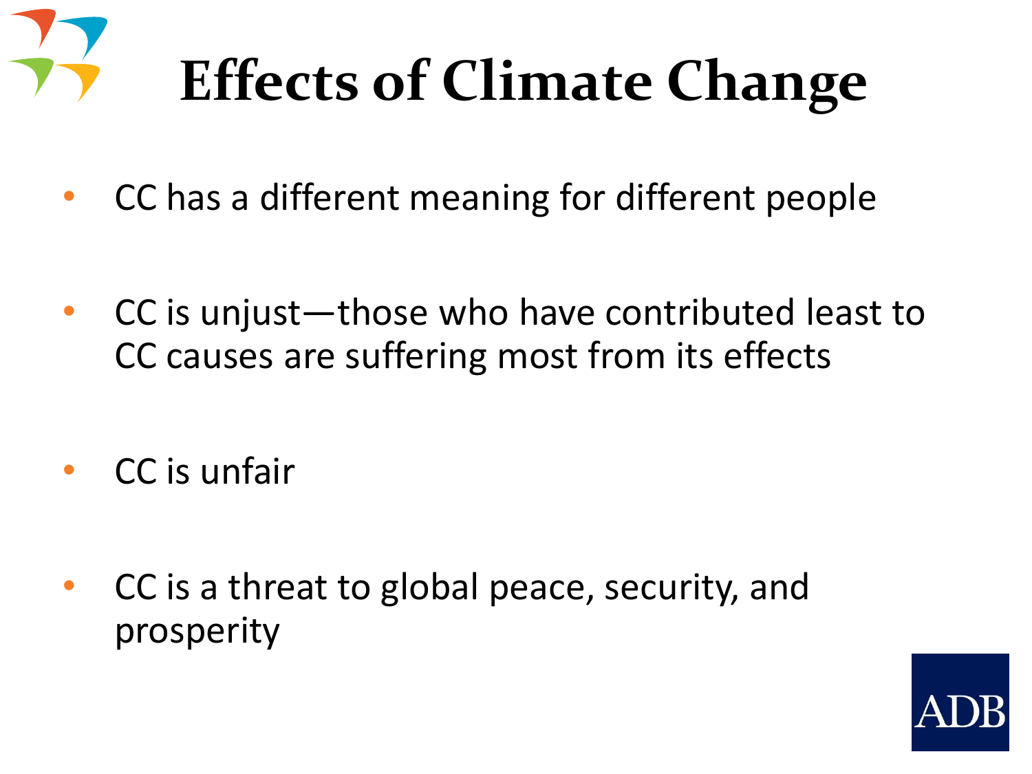# Effects of Climate Change

- CC has a different meaning for different people
- CC is unjust—those who have contributed least to CC causes are suffering most from its effects
- CC is unfair
- CC is a threat to global peace, security, and prosperity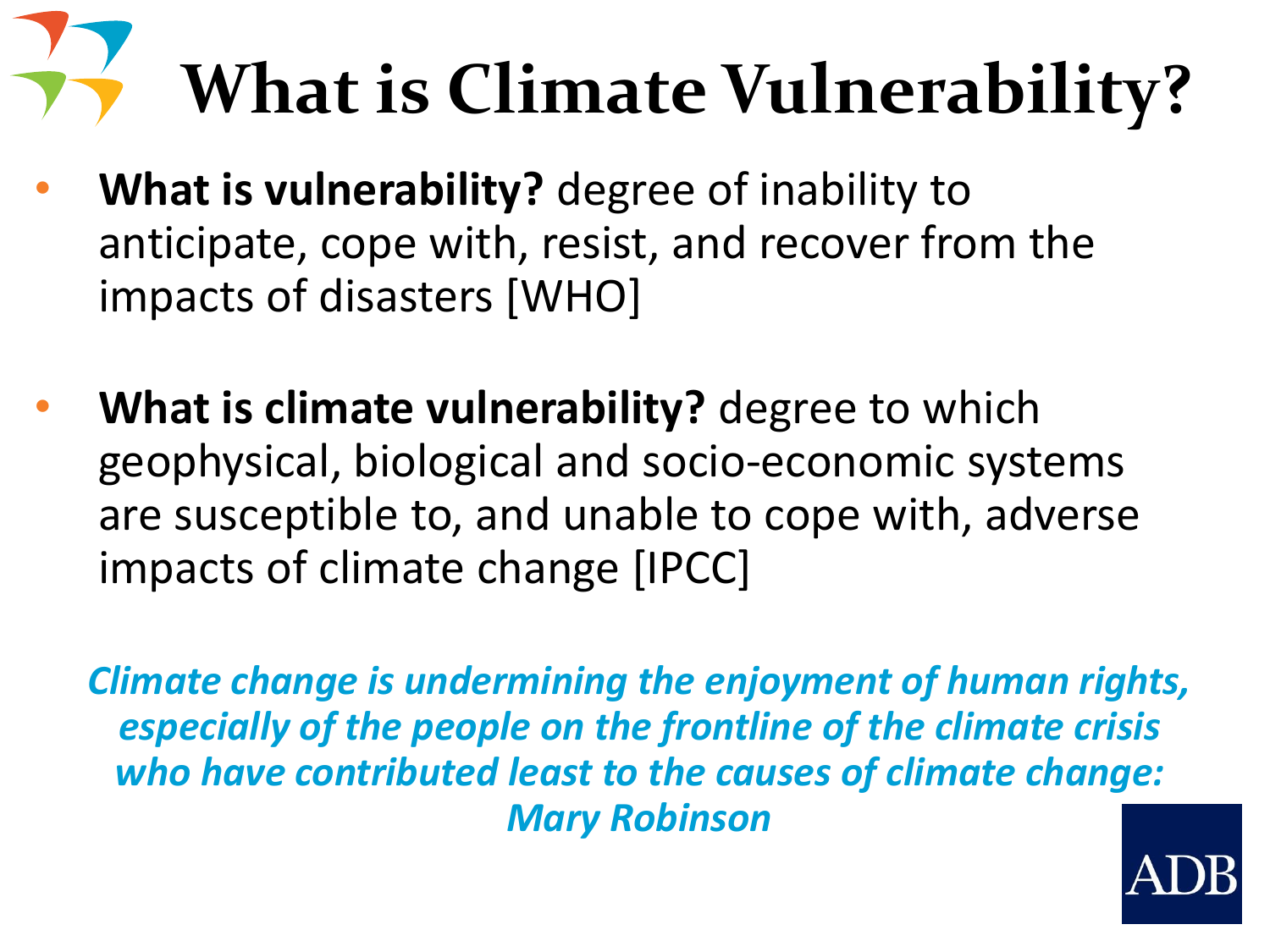# What is Climate Vulnerability?

- **What is vulnerability?** degree of inability to anticipate, cope with, resist, and recover from the impacts of disasters [WHO]

- **What is climate vulnerability?** degree to which geophysical, biological and socio-economic systems are susceptible to, and unable to cope with, adverse impacts of climate change [IPCC]

***Climate change is undermining the enjoyment of human rights, especially of the people on the frontline of the climate crisis who have contributed least to the causes of climate change: Mary Robinson***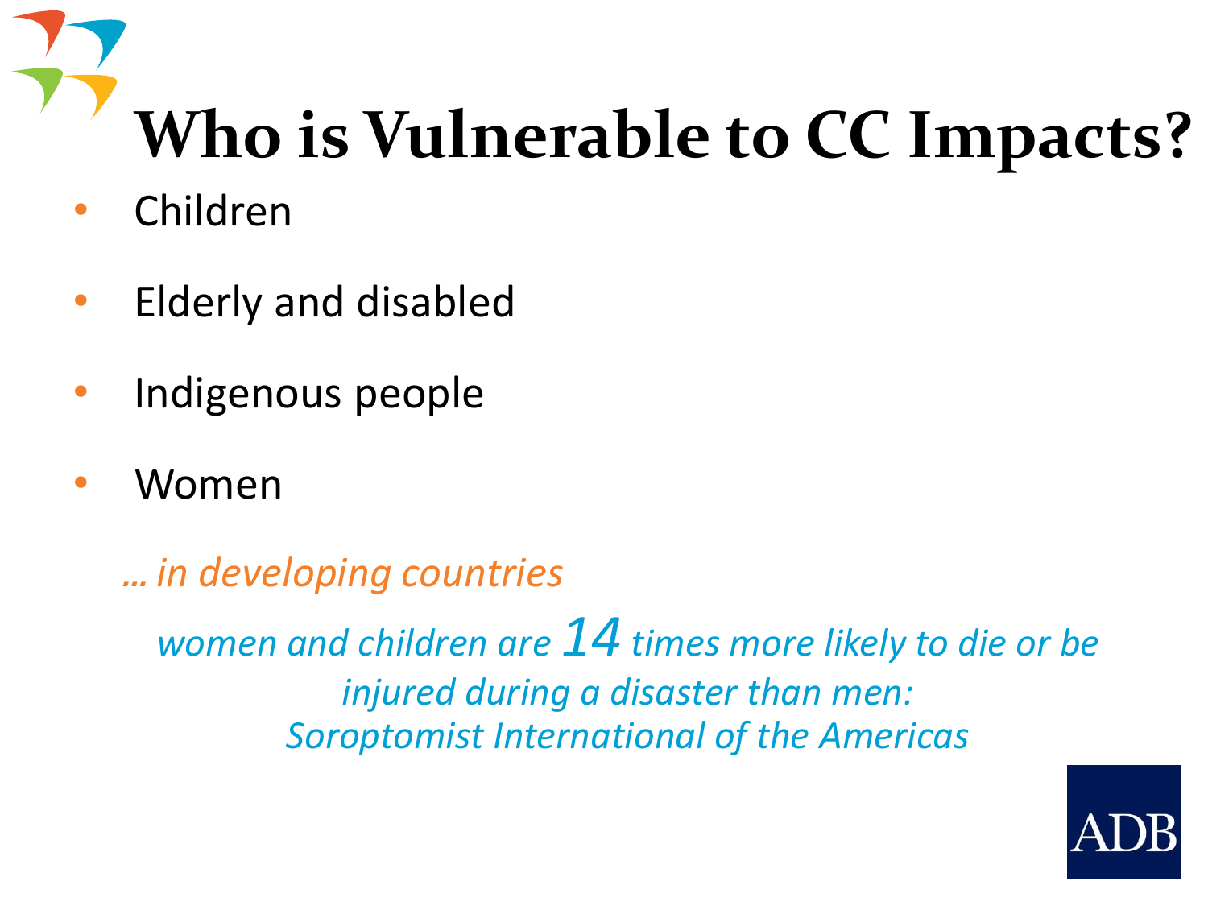# Who is Vulnerable to CC Impacts?

- Children
- Elderly and disabled
- Indigenous people
- Women

*… in developing countries*

*women and children are 14 times more likely to die or be injured during a disaster than men: Soroptomist International of the Americas*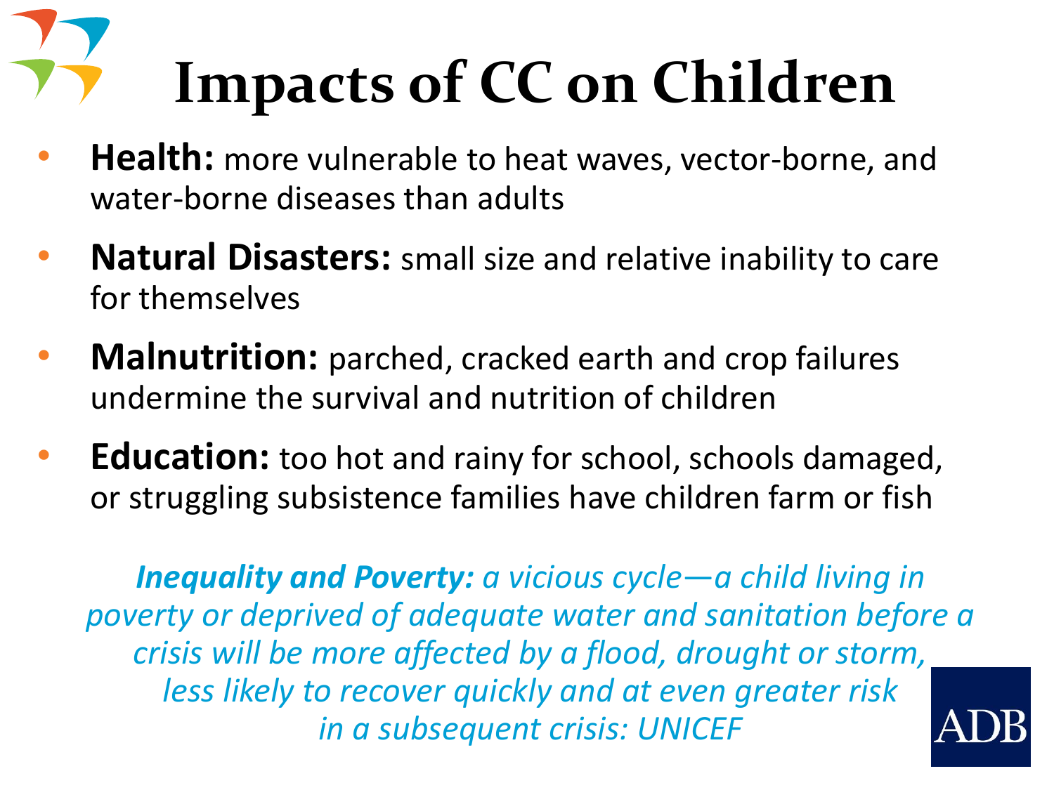# Impacts of CC on Children

- **Health:** more vulnerable to heat waves, vector-borne, and water-borne diseases than adults
- **Natural Disasters:** small size and relative inability to care for themselves
- **Malnutrition:** parched, cracked earth and crop failures undermine the survival and nutrition of children
- **Education:** too hot and rainy for school, schools damaged, or struggling subsistence families have children farm or fish

***Inequality and Poverty:*** *a vicious cycle—a child living in poverty or deprived of adequate water and sanitation before a crisis will be more affected by a flood, drought or storm, less likely to recover quickly and at even greater risk in a subsequent crisis: UNICEF*

ADB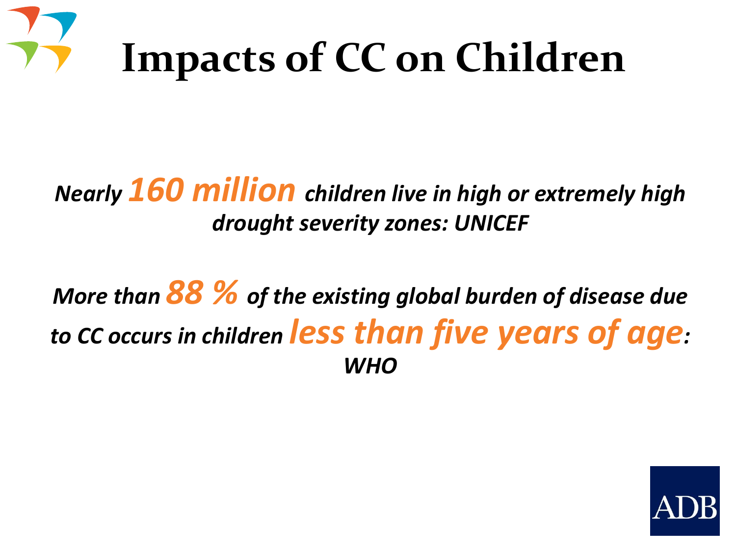# Impacts of CC on Children

*Nearly **160 million** children live in high or extremely high drought severity zones: UNICEF*

*More than **88 %** of the existing global burden of disease due to CC occurs in children **less than five years of age**: WHO*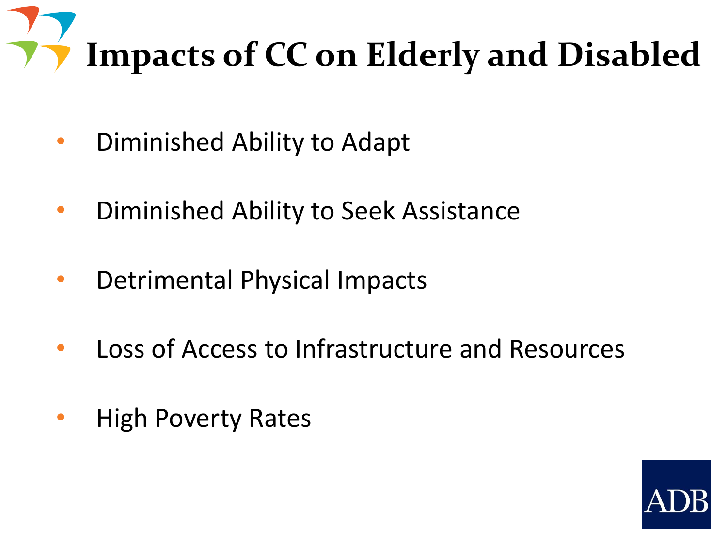# Impacts of CC on Elderly and Disabled

- Diminished Ability to Adapt
- Diminished Ability to Seek Assistance
- Detrimental Physical Impacts
- Loss of Access to Infrastructure and Resources
- High Poverty Rates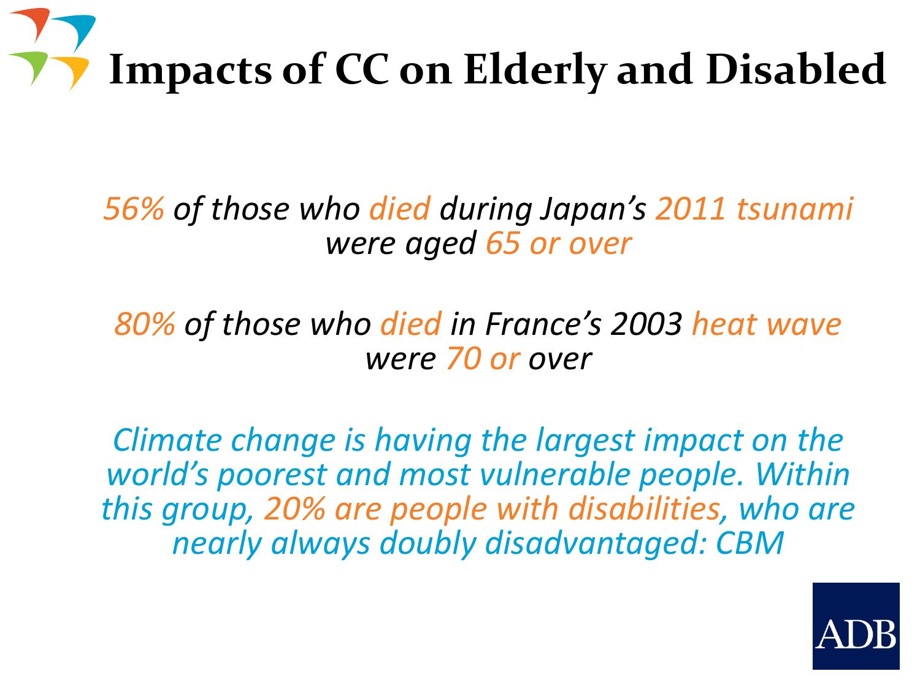# Impacts of CC on Elderly and Disabled

*56% of those who died during Japan's 2011 tsunami were aged 65 or over*

*80% of those who died in France's 2003 heat wave were 70 or over*

*Climate change is having the largest impact on the world's poorest and most vulnerable people. Within this group, 20% are people with disabilities, who are nearly always doubly disadvantaged: CBM*

ADB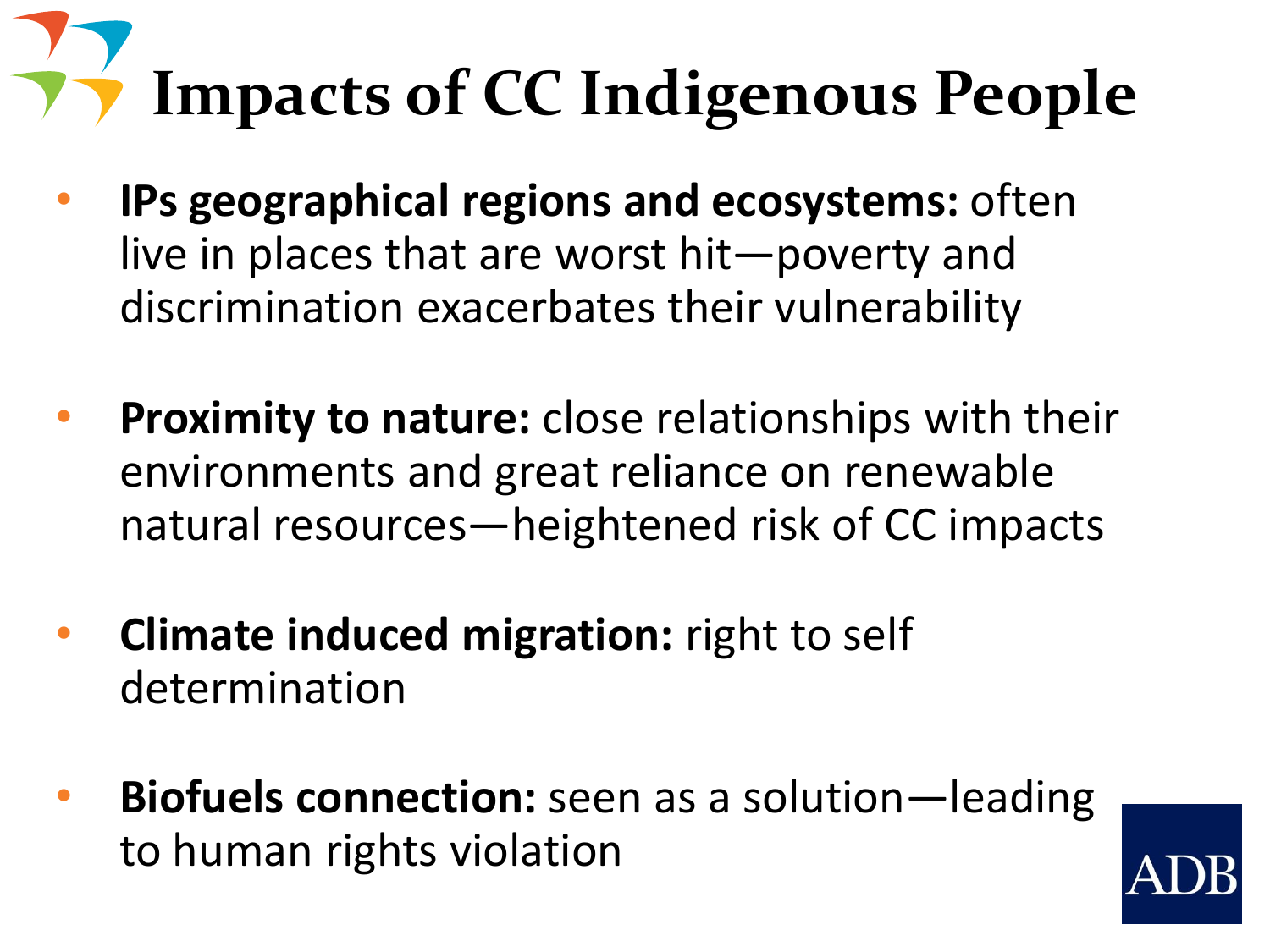# Impacts of CC Indigenous People

- **IPs geographical regions and ecosystems:** often live in places that are worst hit—poverty and discrimination exacerbates their vulnerability
- **Proximity to nature:** close relationships with their environments and great reliance on renewable natural resources—heightened risk of CC impacts
- **Climate induced migration:** right to self determination
- **Biofuels connection:** seen as a solution—leading to human rights violation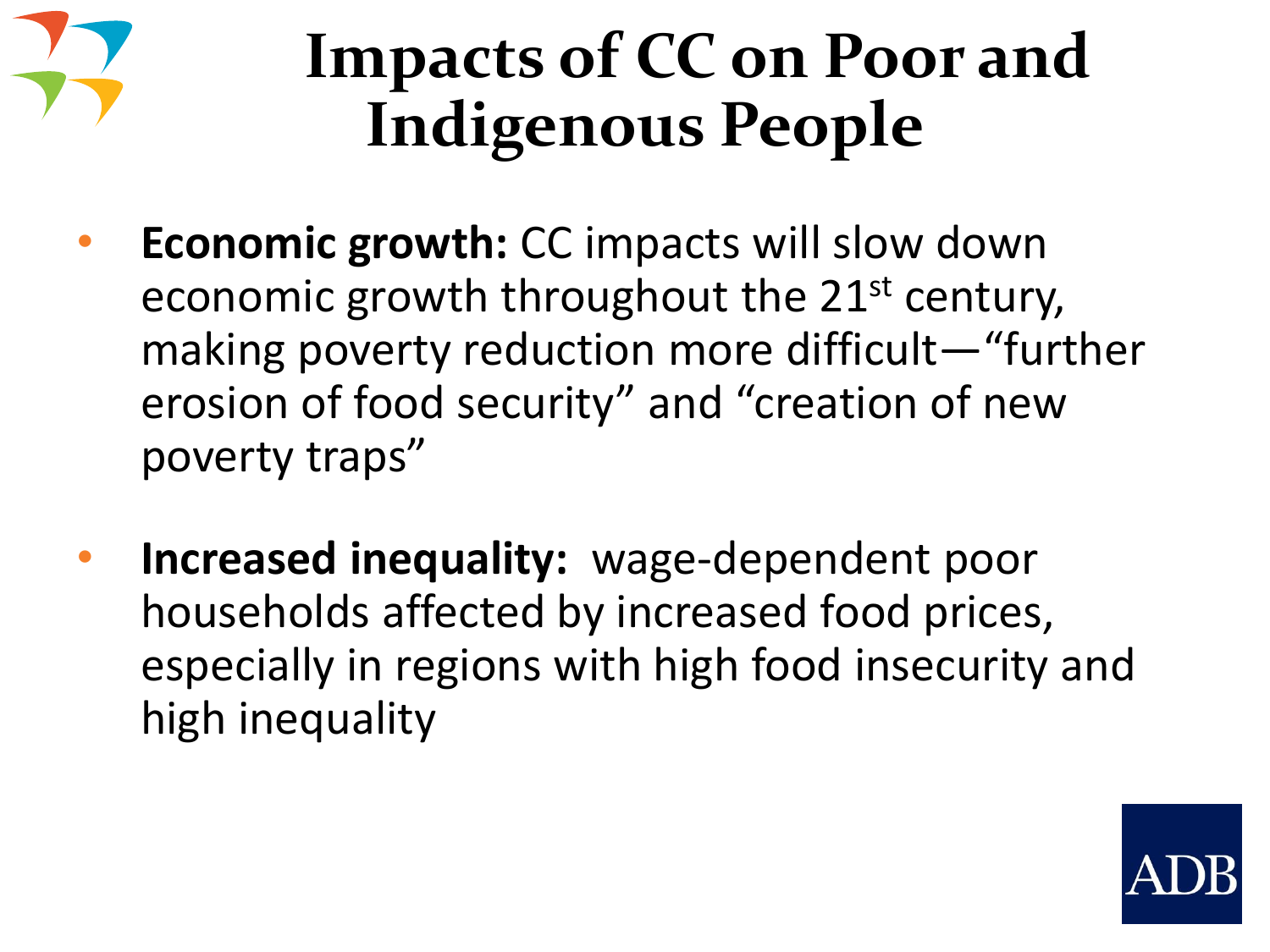# Impacts of CC on Poor and Indigenous People

- **Economic growth:** CC impacts will slow down economic growth throughout the 21st century, making poverty reduction more difficult—"further erosion of food security" and "creation of new poverty traps"

- **Increased inequality:** wage-dependent poor households affected by increased food prices, especially in regions with high food insecurity and high inequality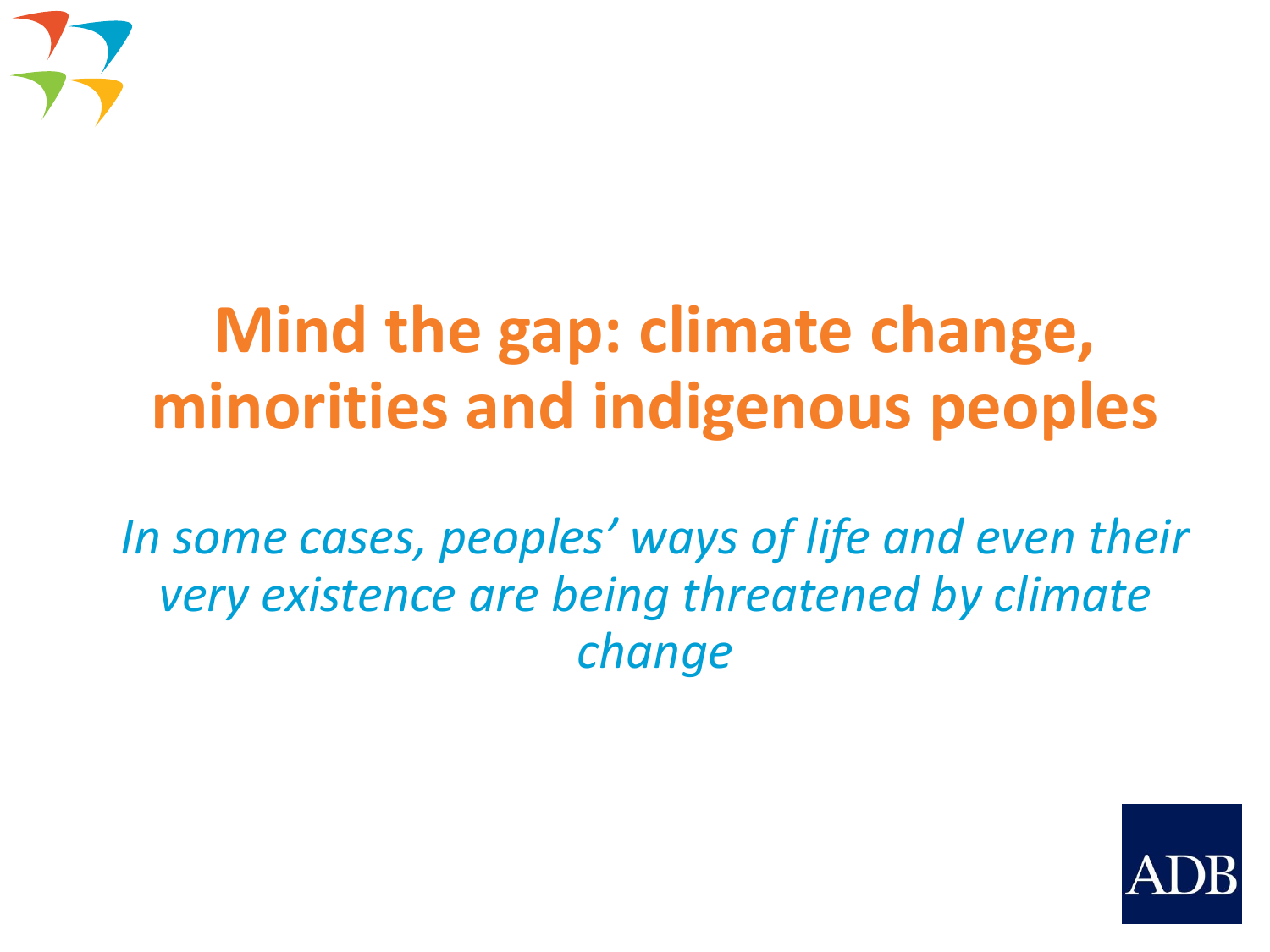# Mind the gap: climate change, minorities and indigenous peoples

*In some cases, peoples' ways of life and even their very existence are being threatened by climate change*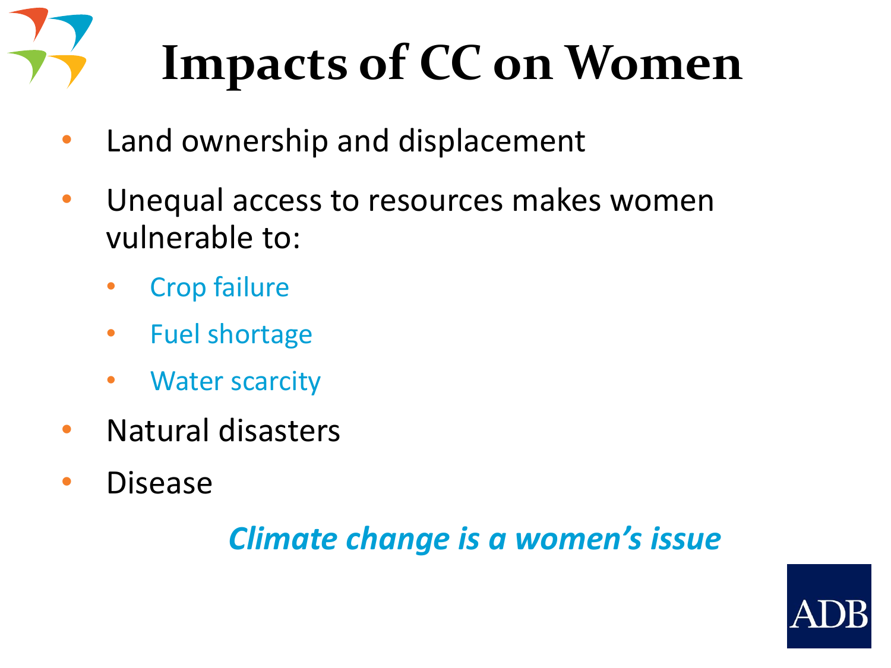# Impacts of CC on Women

- Land ownership and displacement
- Unequal access to resources makes women vulnerable to:
  - Crop failure
  - Fuel shortage
  - Water scarcity
- Natural disasters
- Disease

***Climate change is a women's issue***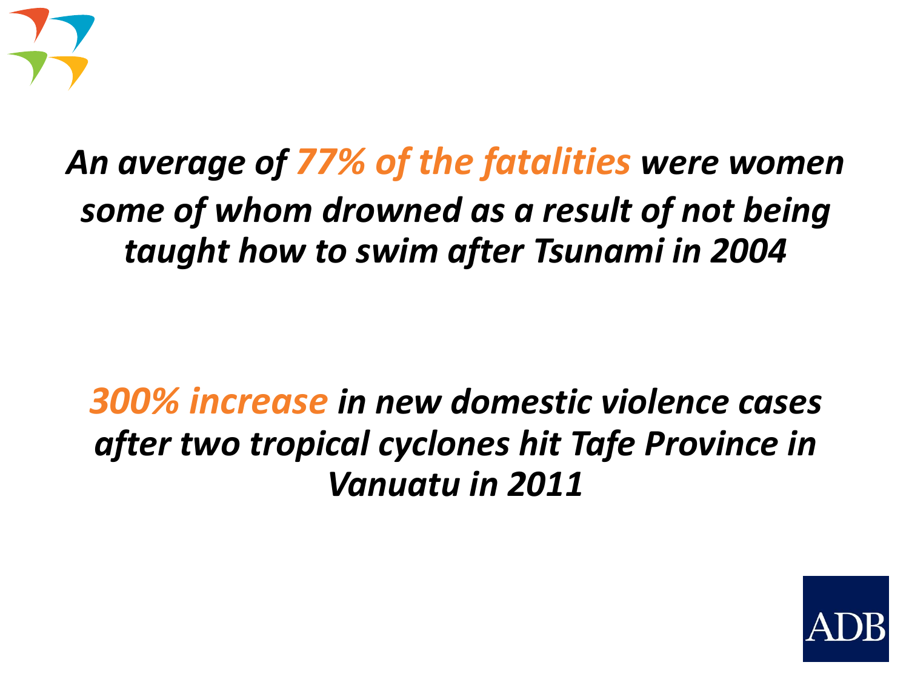***An average of 77% of the fatalities were women some of whom drowned as a result of not being taught how to swim after Tsunami in 2004***

***300% increase in new domestic violence cases after two tropical cyclones hit Tafe Province in Vanuatu in 2011***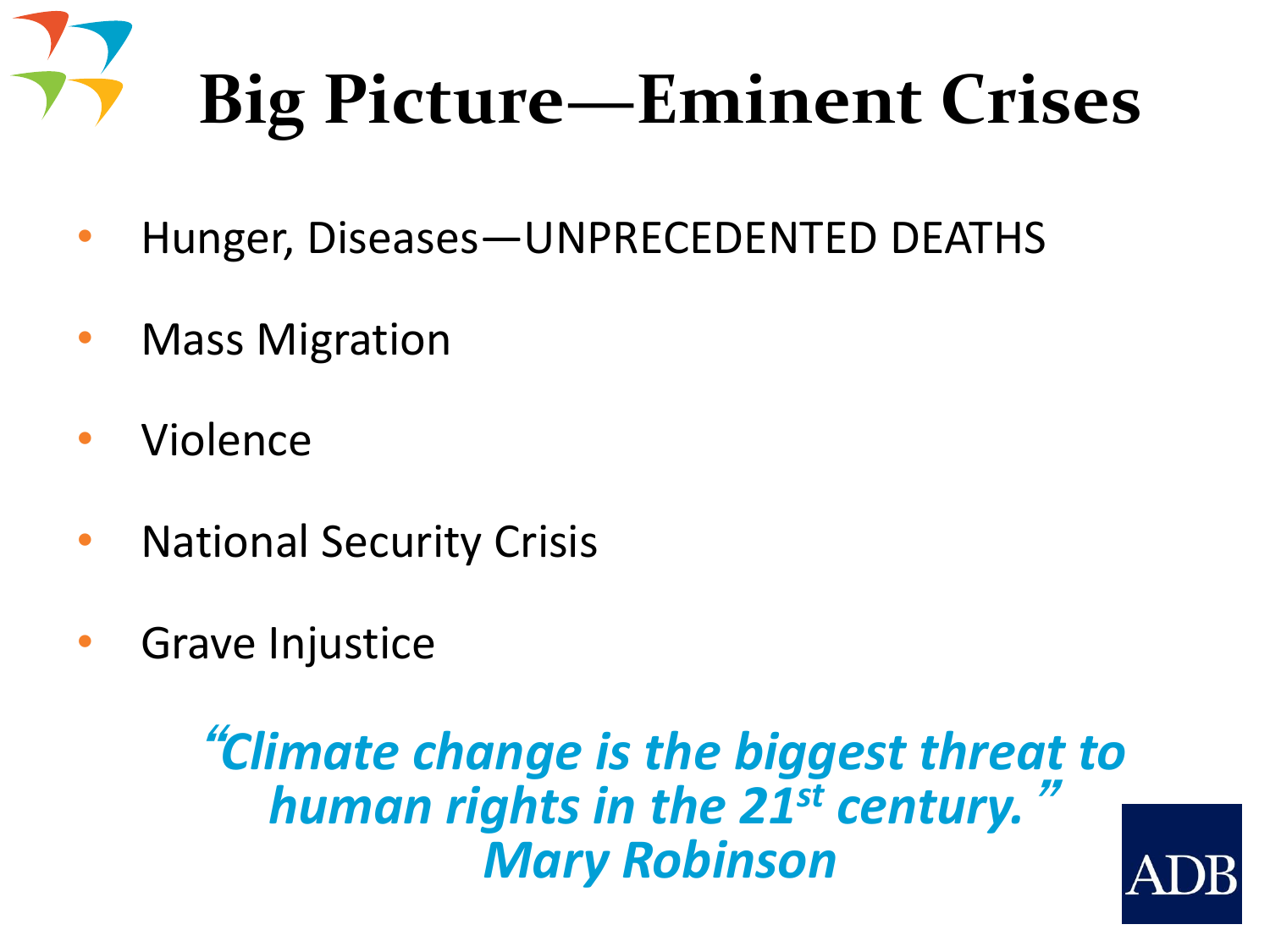# Big Picture—Eminent Crises

- Hunger, Diseases—UNPRECEDENTED DEATHS
- Mass Migration
- Violence
- National Security Crisis
- Grave Injustice

*"Climate change is the biggest threat to human rights in the 21st century." Mary Robinson*

ADB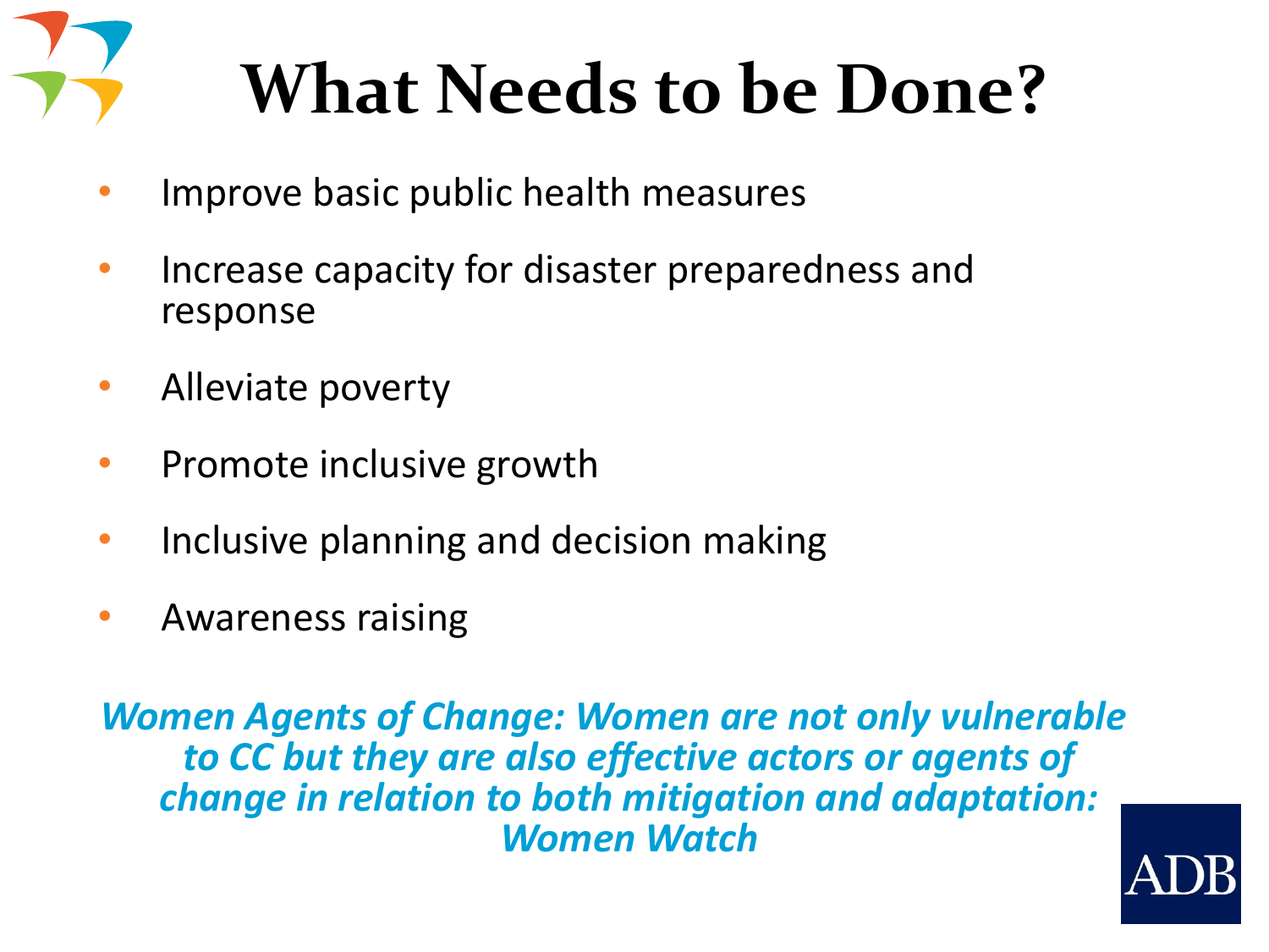# What Needs to be Done?

- Improve basic public health measures
- Increase capacity for disaster preparedness and response
- Alleviate poverty
- Promote inclusive growth
- Inclusive planning and decision making
- Awareness raising

***Women Agents of Change: Women are not only vulnerable to CC but they are also effective actors or agents of change in relation to both mitigation and adaptation: Women Watch***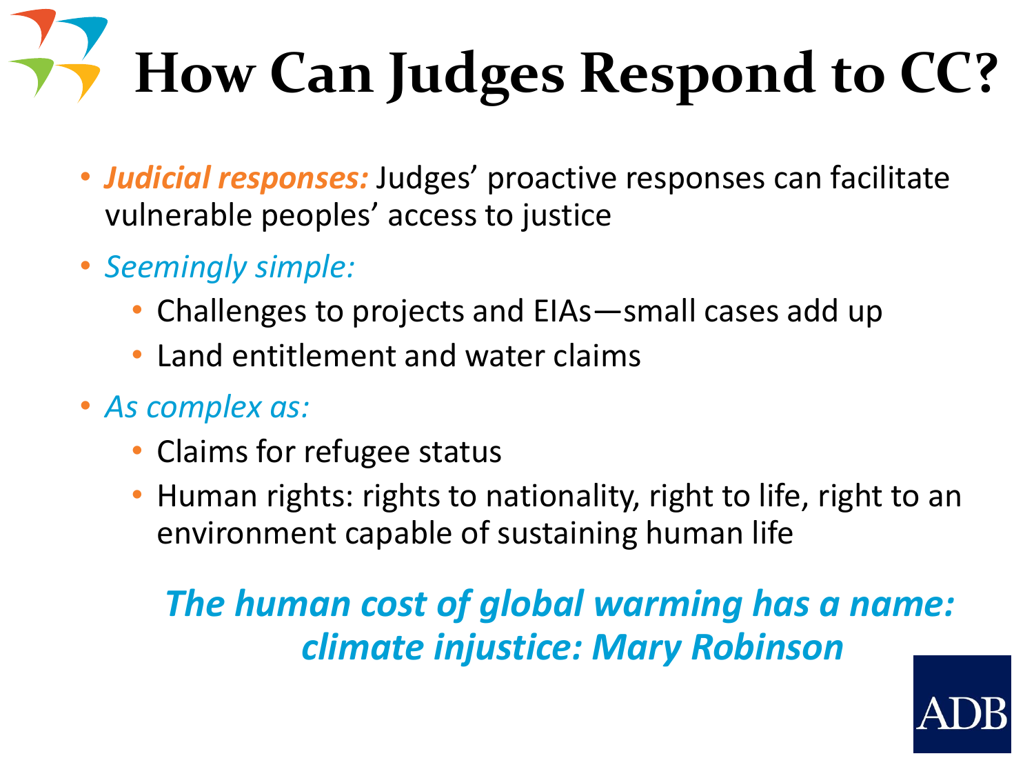# How Can Judges Respond to CC?

- ***Judicial responses:*** Judges' proactive responses can facilitate vulnerable peoples' access to justice
- *Seemingly simple:*
  - Challenges to projects and EIAs—small cases add up
  - Land entitlement and water claims
- *As complex as:*
  - Claims for refugee status
  - Human rights: rights to nationality, right to life, right to an environment capable of sustaining human life

***The human cost of global warming has a name: climate injustice: Mary Robinson***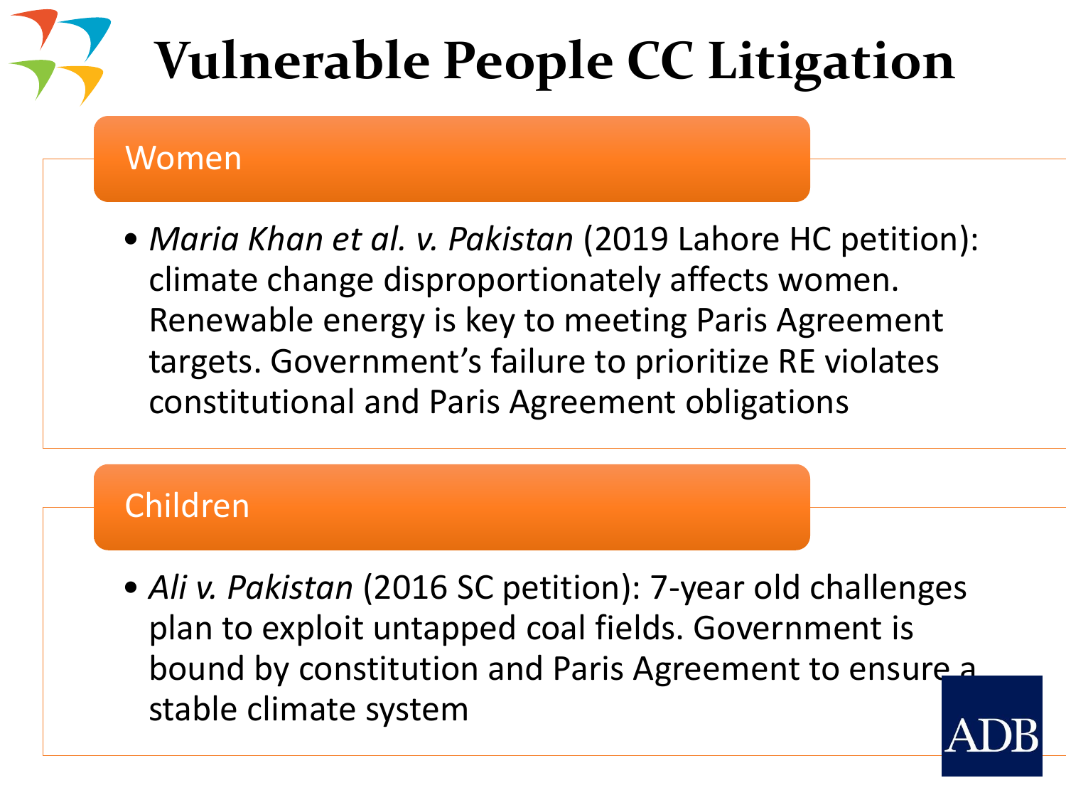# Vulnerable People CC Litigation

## Women

- *Maria Khan et al. v. Pakistan* (2019 Lahore HC petition): climate change disproportionately affects women. Renewable energy is key to meeting Paris Agreement targets. Government's failure to prioritize RE violates constitutional and Paris Agreement obligations

## Children

- *Ali v. Pakistan* (2016 SC petition): 7-year old challenges plan to exploit untapped coal fields. Government is bound by constitution and Paris Agreement to ensure a stable climate system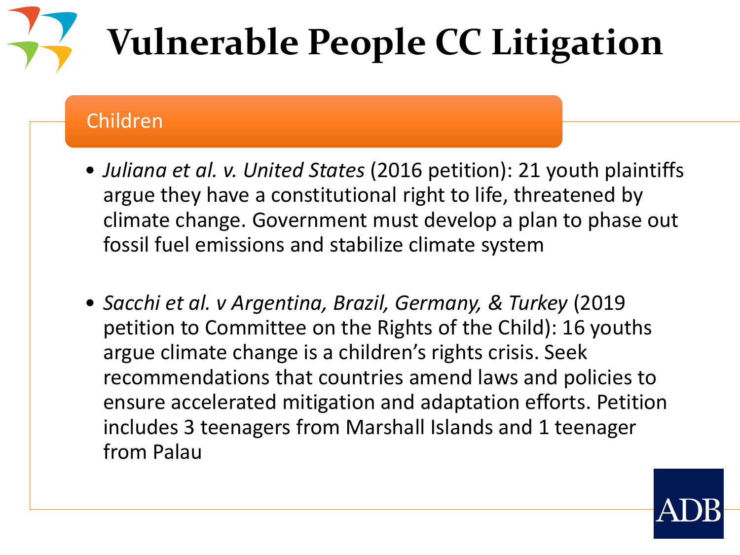# Vulnerable People CC Litigation

## Children

- *Juliana et al. v. United States* (2016 petition): 21 youth plaintiffs argue they have a constitutional right to life, threatened by climate change. Government must develop a plan to phase out fossil fuel emissions and stabilize climate system

- *Sacchi et al. v Argentina, Brazil, Germany, & Turkey* (2019 petition to Committee on the Rights of the Child): 16 youths argue climate change is a children's rights crisis. Seek recommendations that countries amend laws and policies to ensure accelerated mitigation and adaptation efforts. Petition includes 3 teenagers from Marshall Islands and 1 teenager from Palau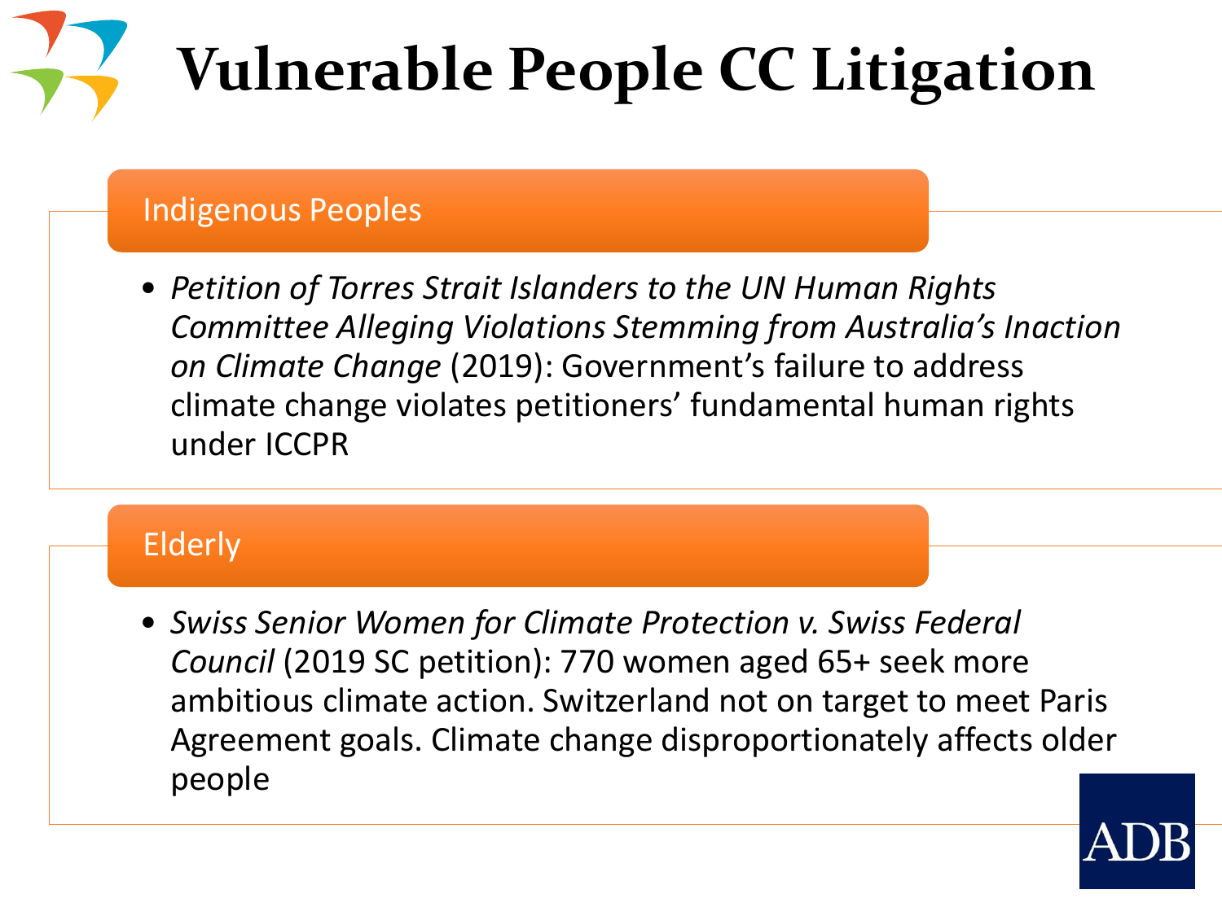# Vulnerable People CC Litigation

## Indigenous Peoples

- *Petition of Torres Strait Islanders to the UN Human Rights Committee Alleging Violations Stemming from Australia's Inaction on Climate Change* (2019): Government's failure to address climate change violates petitioners' fundamental human rights under ICCPR

## Elderly

- *Swiss Senior Women for Climate Protection v. Swiss Federal Council* (2019 SC petition): 770 women aged 65+ seek more ambitious climate action. Switzerland not on target to meet Paris Agreement goals. Climate change disproportionately affects older people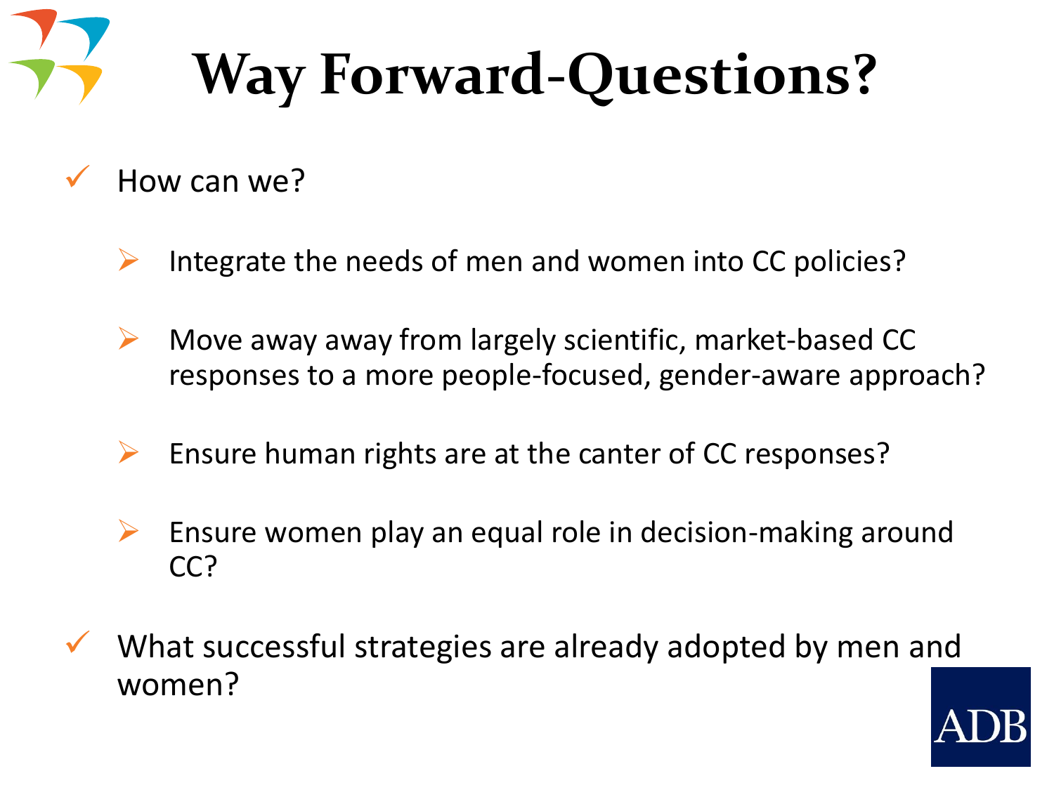# Way Forward-Questions?

- How can we?
  - Integrate the needs of men and women into CC policies?
  - Move away away from largely scientific, market-based CC responses to a more people-focused, gender-aware approach?
  - Ensure human rights are at the canter of CC responses?
  - Ensure women play an equal role in decision-making around CC?
- What successful strategies are already adopted by men and women?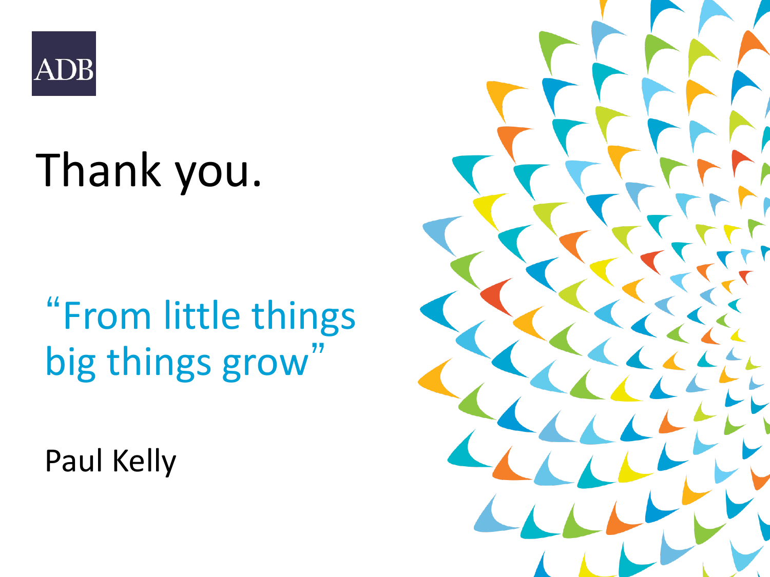ADB

# Thank you.

"From little things big things grow"

Paul Kelly